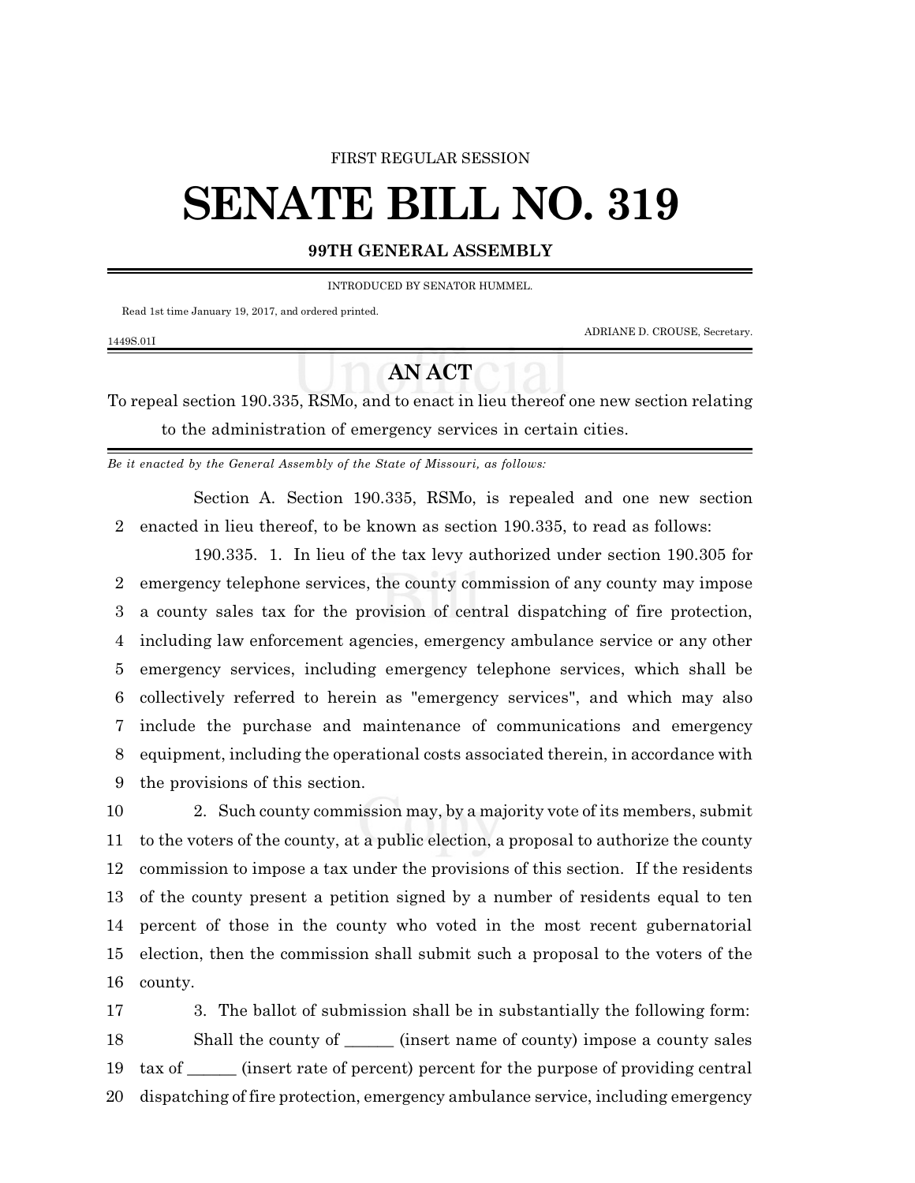FIRST REGULAR SESSION

# SENATE BILL NO. 319

**99TH GENERAL ASSEMBLY**

INTRODUCED BY SENATOR HUMMEL.

Read 1st time January 19, 2017, and ordered printed.

ADRIANE D. CROUSE, Secretary.

1449S.01I

## AN ACT

To repeal section 190.335, RSMo, and to enact in lieu thereof one new section relating to the administration of emergency services in certain cities.

*Be it enacted by the General Assembly of the State of Missouri, as follows:*

Section A. Section 190.335, RSMo, is repealed and one new section enacted in lieu thereof, to be known as section 190.335, to read as follows:

190.335. 1. In lieu of the tax levy authorized under section 190.305 for emergency telephone services, the county commission of any county may impose a county sales tax for the provision of central dispatching of fire protection, including law enforcement agencies, emergency ambulance service or any other emergency services, including emergency telephone services, which shall be collectively referred to herein as "emergency services", and which may also include the purchase and maintenance of communications and emergency equipment, including the operational costs associated therein, in accordance with the provisions of this section.

2. Such county commission may, by a majority vote of its members, submit to the voters of the county, at a public election, a proposal to authorize the county commission to impose a tax under the provisions of this section. If the residents of the county present a petition signed by a number of residents equal to ten percent of those in the county who voted in the most recent gubernatorial election, then the commission shall submit such a proposal to the voters of the county.

3. The ballot of submission shall be in substantially the following form:

Shall the county of ______ (insert name of county) impose a county sales tax of ______ (insert rate of percent) percent for the purpose of providing central dispatching of fire protection, emergency ambulance service, including emergency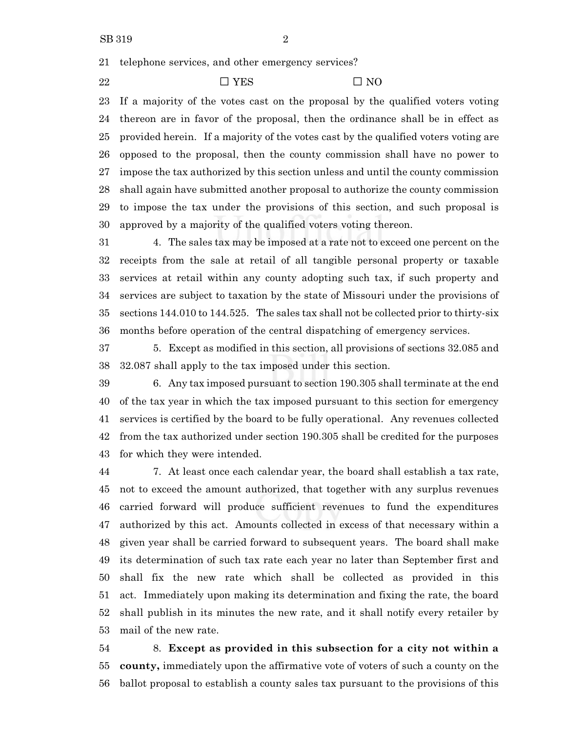telephone services, and other emergency services?

☐ YES ☐ NO

If a majority of the votes cast on the proposal by the qualified voters voting thereon are in favor of the proposal, then the ordinance shall be in effect as provided herein. If a majority of the votes cast by the qualified voters voting are opposed to the proposal, then the county commission shall have no power to impose the tax authorized by this section unless and until the county commission shall again have submitted another proposal to authorize the county commission to impose the tax under the provisions of this section, and such proposal is approved by a majority of the qualified voters voting thereon.

4. The sales tax may be imposed at a rate not to exceed one percent on the receipts from the sale at retail of all tangible personal property or taxable services at retail within any county adopting such tax, if such property and services are subject to taxation by the state of Missouri under the provisions of sections 144.010 to 144.525. The sales tax shall not be collected prior to thirty-six months before operation of the central dispatching of emergency services.

5. Except as modified in this section, all provisions of sections 32.085 and 32.087 shall apply to the tax imposed under this section.

6. Any tax imposed pursuant to section 190.305 shall terminate at the end of the tax year in which the tax imposed pursuant to this section for emergency services is certified by the board to be fully operational. Any revenues collected from the tax authorized under section 190.305 shall be credited for the purposes for which they were intended.

7. At least once each calendar year, the board shall establish a tax rate, not to exceed the amount authorized, that together with any surplus revenues carried forward will produce sufficient revenues to fund the expenditures authorized by this act. Amounts collected in excess of that necessary within a given year shall be carried forward to subsequent years. The board shall make its determination of such tax rate each year no later than September first and shall fix the new rate which shall be collected as provided in this act. Immediately upon making its determination and fixing the rate, the board shall publish in its minutes the new rate, and it shall notify every retailer by mail of the new rate.

8. **Except as provided in this subsection for a city not within a county,** immediately upon the affirmative vote of voters of such a county on the ballot proposal to establish a county sales tax pursuant to the provisions of this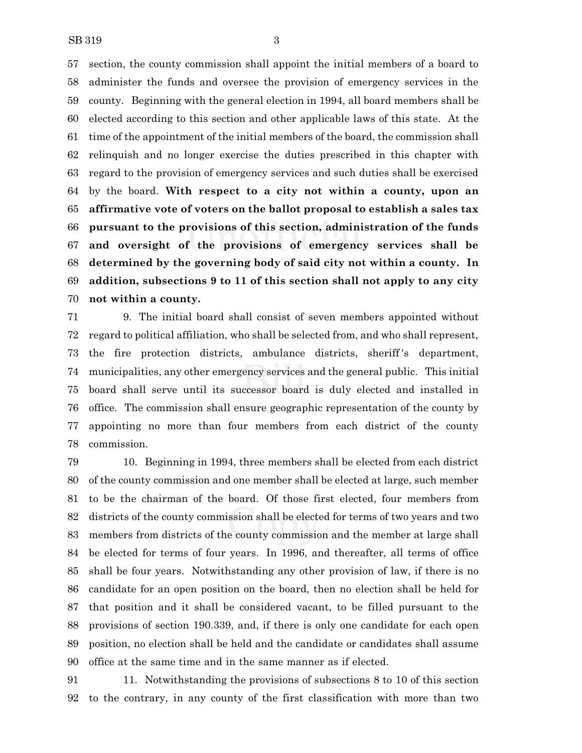section, the county commission shall appoint the initial members of a board to administer the funds and oversee the provision of emergency services in the county. Beginning with the general election in 1994, all board members shall be elected according to this section and other applicable laws of this state. At the time of the appointment of the initial members of the board, the commission shall relinquish and no longer exercise the duties prescribed in this chapter with regard to the provision of emergency services and such duties shall be exercised by the board. **With respect to a city not within a county, upon an affirmative vote of voters on the ballot proposal to establish a sales tax pursuant to the provisions of this section, administration of the funds and oversight of the provisions of emergency services shall be determined by the governing body of said city not within a county. In addition, subsections 9 to 11 of this section shall not apply to any city not within a county.**

9. The initial board shall consist of seven members appointed without regard to political affiliation, who shall be selected from, and who shall represent, the fire protection districts, ambulance districts, sheriff's department, municipalities, any other emergency services and the general public. This initial board shall serve until its successor board is duly elected and installed in office. The commission shall ensure geographic representation of the county by appointing no more than four members from each district of the county commission.

10. Beginning in 1994, three members shall be elected from each district of the county commission and one member shall be elected at large, such member to be the chairman of the board. Of those first elected, four members from districts of the county commission shall be elected for terms of two years and two members from districts of the county commission and the member at large shall be elected for terms of four years. In 1996, and thereafter, all terms of office shall be four years. Notwithstanding any other provision of law, if there is no candidate for an open position on the board, then no election shall be held for that position and it shall be considered vacant, to be filled pursuant to the provisions of section 190.339, and, if there is only one candidate for each open position, no election shall be held and the candidate or candidates shall assume office at the same time and in the same manner as if elected.

11. Notwithstanding the provisions of subsections 8 to 10 of this section to the contrary, in any county of the first classification with more than two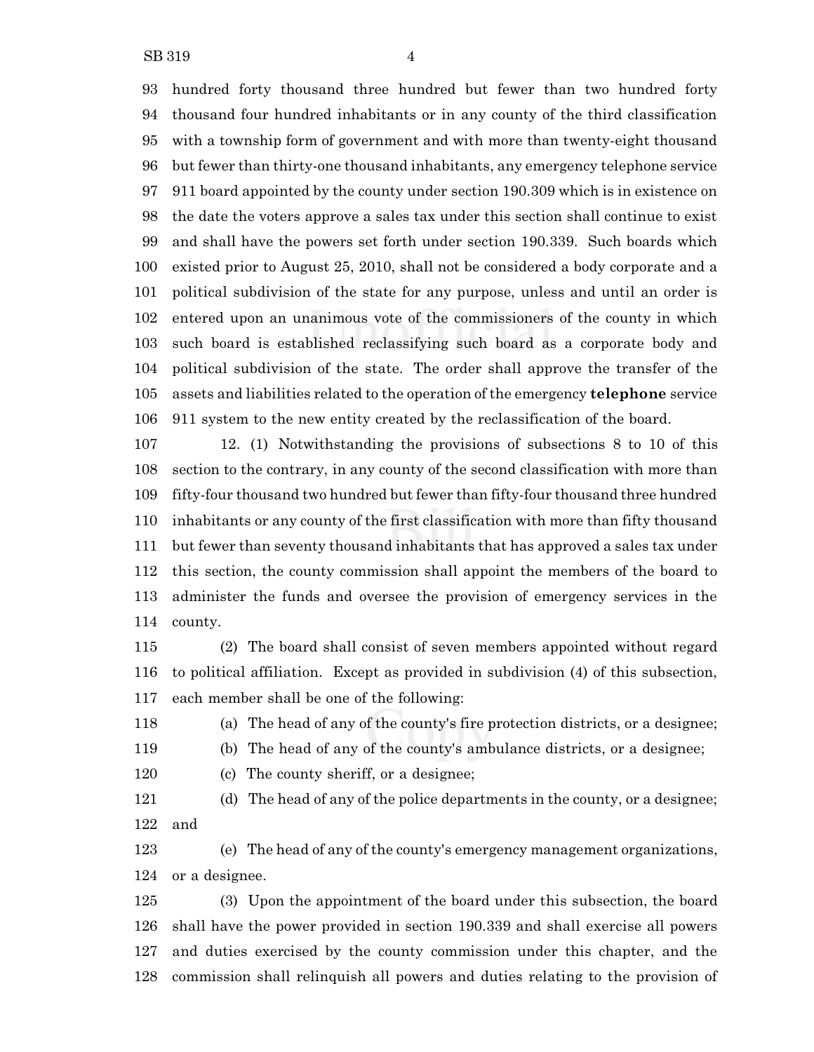hundred forty thousand three hundred but fewer than two hundred forty thousand four hundred inhabitants or in any county of the third classification with a township form of government and with more than twenty-eight thousand but fewer than thirty-one thousand inhabitants, any emergency telephone service 911 board appointed by the county under section 190.309 which is in existence on the date the voters approve a sales tax under this section shall continue to exist and shall have the powers set forth under section 190.339. Such boards which existed prior to August 25, 2010, shall not be considered a body corporate and a political subdivision of the state for any purpose, unless and until an order is entered upon an unanimous vote of the commissioners of the county in which such board is established reclassifying such board as a corporate body and political subdivision of the state. The order shall approve the transfer of the assets and liabilities related to the operation of the emergency **telephone** service 911 system to the new entity created by the reclassification of the board.

12. (1) Notwithstanding the provisions of subsections 8 to 10 of this section to the contrary, in any county of the second classification with more than fifty-four thousand two hundred but fewer than fifty-four thousand three hundred inhabitants or any county of the first classification with more than fifty thousand but fewer than seventy thousand inhabitants that has approved a sales tax under this section, the county commission shall appoint the members of the board to administer the funds and oversee the provision of emergency services in the county.

(2) The board shall consist of seven members appointed without regard to political affiliation. Except as provided in subdivision (4) of this subsection, each member shall be one of the following:

(a) The head of any of the county's fire protection districts, or a designee;

(b) The head of any of the county's ambulance districts, or a designee;

(c) The county sheriff, or a designee;

(d) The head of any of the police departments in the county, or a designee; and

(e) The head of any of the county's emergency management organizations, or a designee.

(3) Upon the appointment of the board under this subsection, the board shall have the power provided in section 190.339 and shall exercise all powers and duties exercised by the county commission under this chapter, and the commission shall relinquish all powers and duties relating to the provision of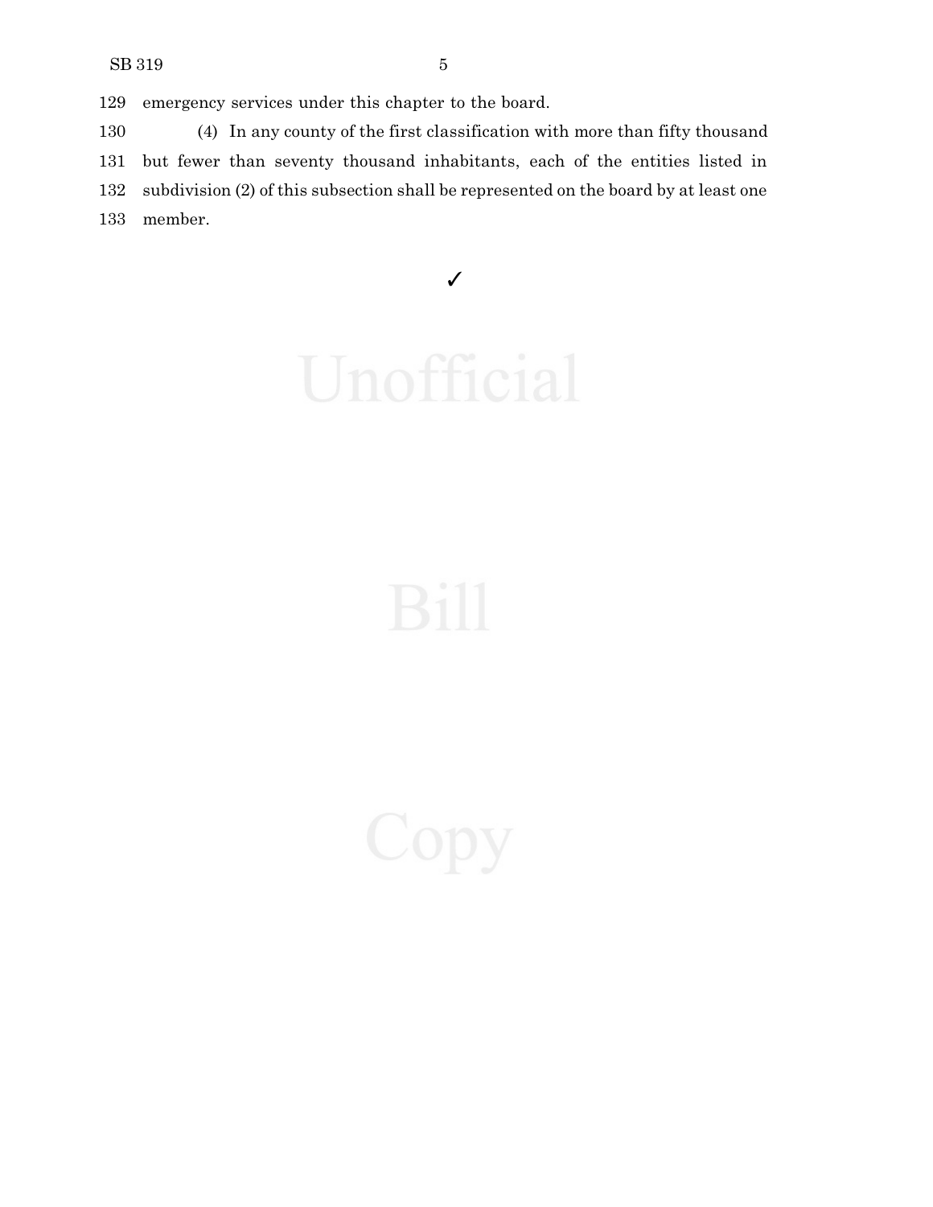emergency services under this chapter to the board.

(4) In any county of the first classification with more than fifty thousand but fewer than seventy thousand inhabitants, each of the entities listed in subdivision (2) of this subsection shall be represented on the board by at least one member.

✓